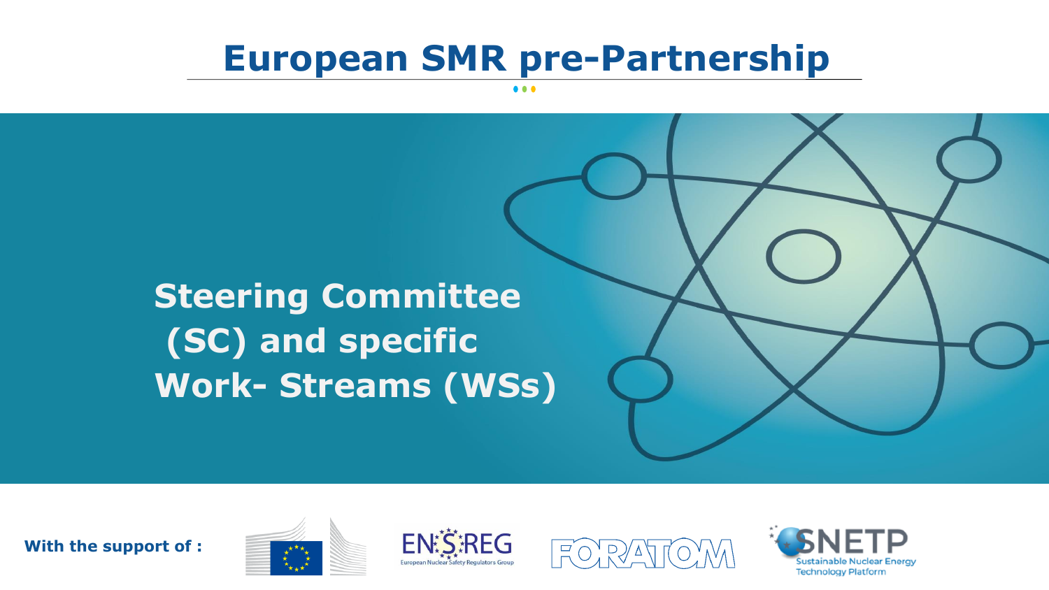# European SMR pre-Partnership

## Steering Committee (SC) and specific Work- Streams (WSs)

**With the support of :**

ENSREG
European Nuclear Safety Regulators Group

FORATOM

SNETP
Sustainable Nuclear Energy Technology Platform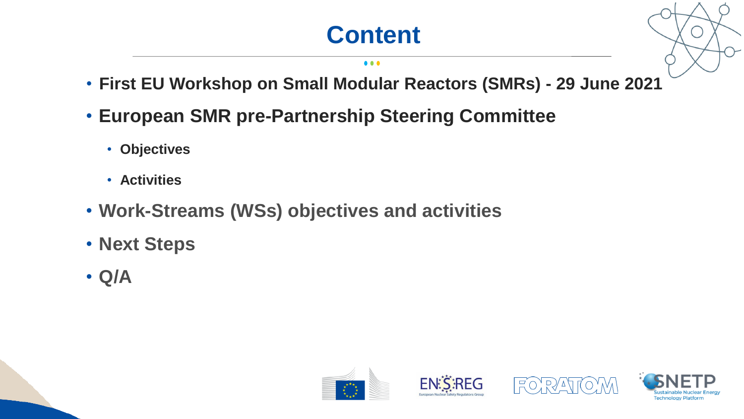# Content

- **First EU Workshop on Small Modular Reactors (SMRs) - 29 June 2021**
- **European SMR pre-Partnership Steering Committee**
  - **Objectives**
  - **Activities**
- **Work-Streams (WSs) objectives and activities**
- **Next Steps**
- **Q/A**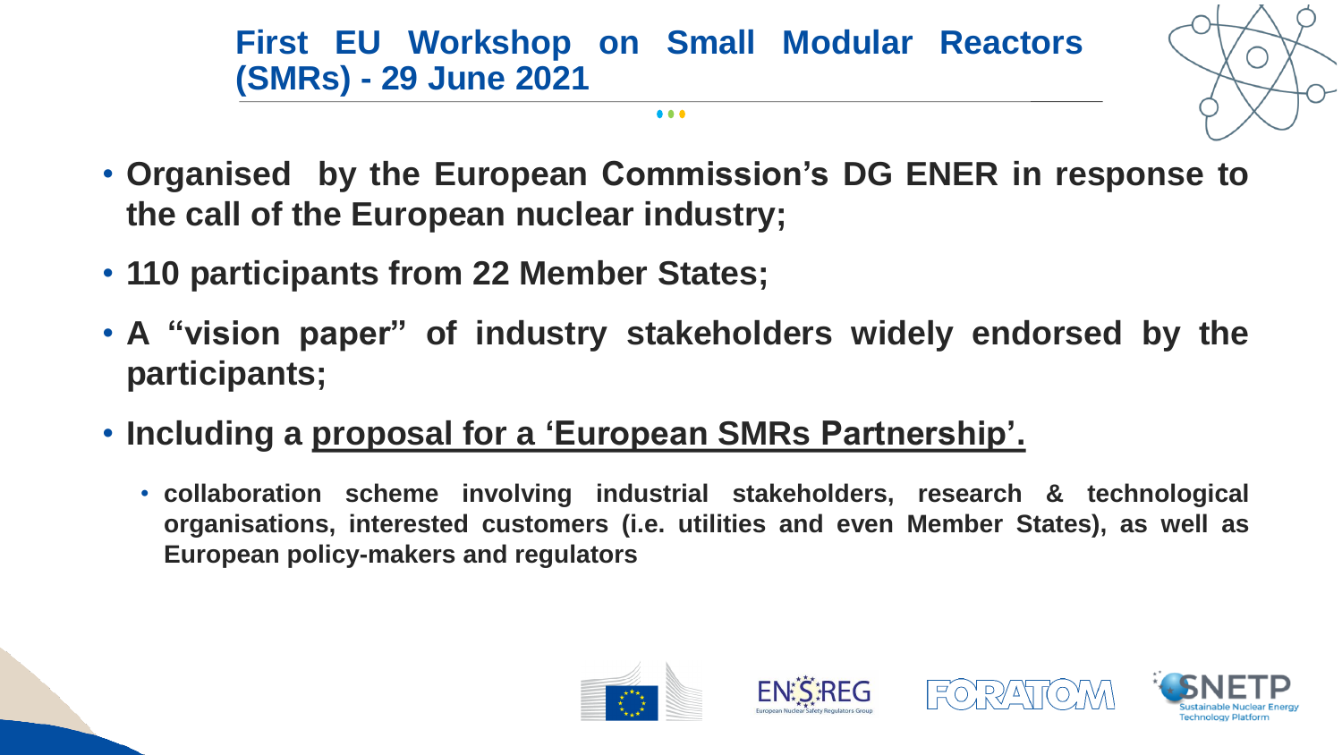# First EU Workshop on Small Modular Reactors (SMRs) - 29 June 2021

- **Organised by the European Commission's DG ENER in response to the call of the European nuclear industry;**
- **110 participants from 22 Member States;**
- **A "vision paper" of industry stakeholders widely endorsed by the participants;**
- **Including a proposal for a 'European SMRs Partnership'.**
  - **collaboration scheme involving industrial stakeholders, research & technological organisations, interested customers (i.e. utilities and even Member States), as well as European policy-makers and regulators**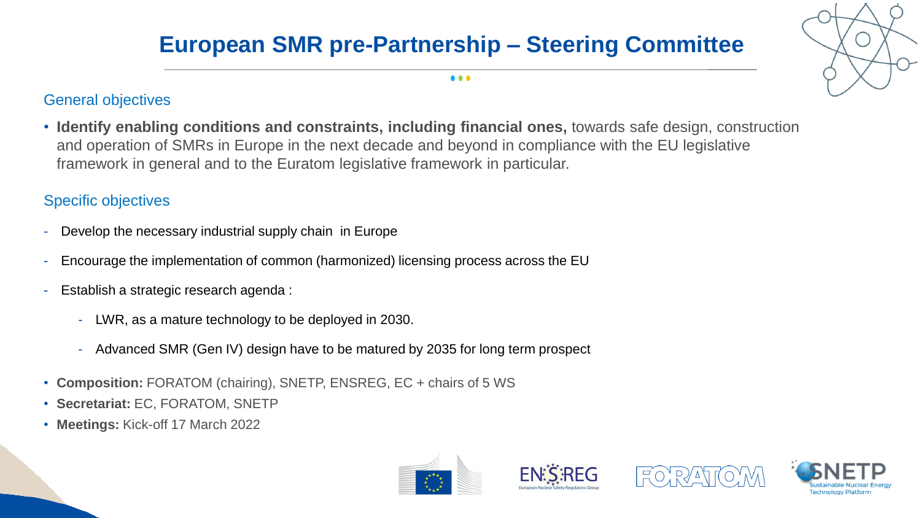# European SMR pre-Partnership – Steering Committee

## General objectives

- **Identify enabling conditions and constraints, including financial ones,** towards safe design, construction and operation of SMRs in Europe in the next decade and beyond in compliance with the EU legislative framework in general and to the Euratom legislative framework in particular.

## Specific objectives

- Develop the necessary industrial supply chain in Europe
- Encourage the implementation of common (harmonized) licensing process across the EU
- Establish a strategic research agenda :
  - LWR, as a mature technology to be deployed in 2030.
  - Advanced SMR (Gen IV) design have to be matured by 2035 for long term prospect

- **Composition:** FORATOM (chairing), SNETP, ENSREG, EC + chairs of 5 WS
- **Secretariat:** EC, FORATOM, SNETP
- **Meetings:** Kick-off 17 March 2022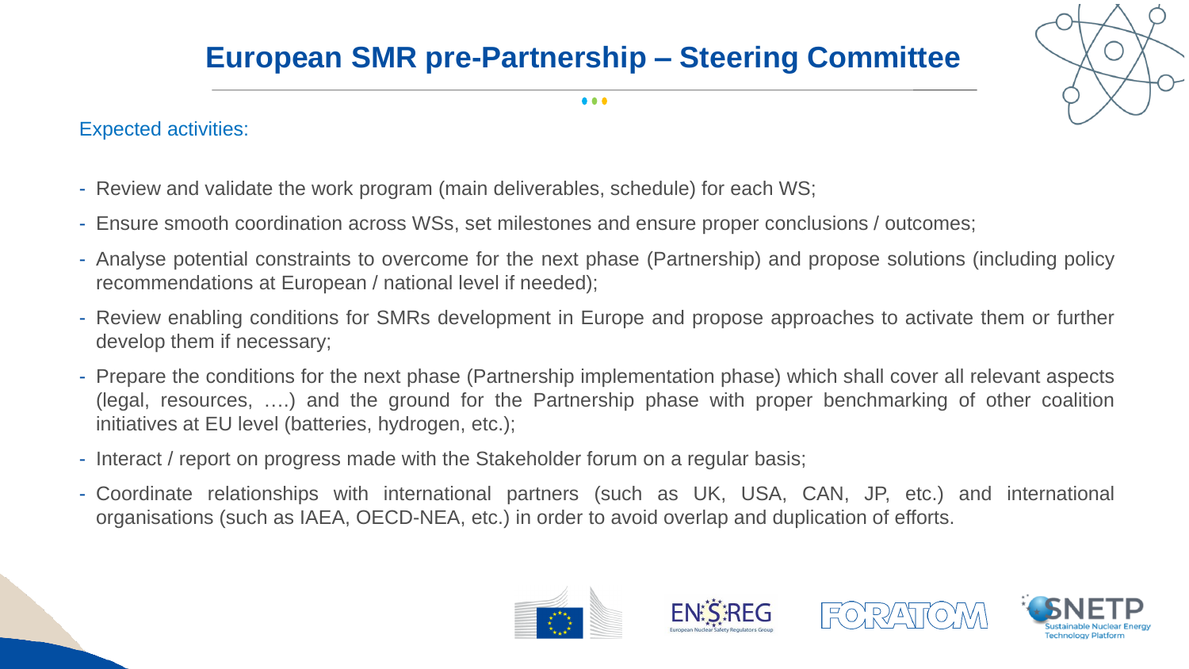# European SMR pre-Partnership – Steering Committee

Expected activities:

- Review and validate the work program (main deliverables, schedule) for each WS;
- Ensure smooth coordination across WSs, set milestones and ensure proper conclusions / outcomes;
- Analyse potential constraints to overcome for the next phase (Partnership) and propose solutions (including policy recommendations at European / national level if needed);
- Review enabling conditions for SMRs development in Europe and propose approaches to activate them or further develop them if necessary;
- Prepare the conditions for the next phase (Partnership implementation phase) which shall cover all relevant aspects (legal, resources, ….) and the ground for the Partnership phase with proper benchmarking of other coalition initiatives at EU level (batteries, hydrogen, etc.);
- Interact / report on progress made with the Stakeholder forum on a regular basis;
- Coordinate relationships with international partners (such as UK, USA, CAN, JP, etc.) and international organisations (such as IAEA, OECD-NEA, etc.) in order to avoid overlap and duplication of efforts.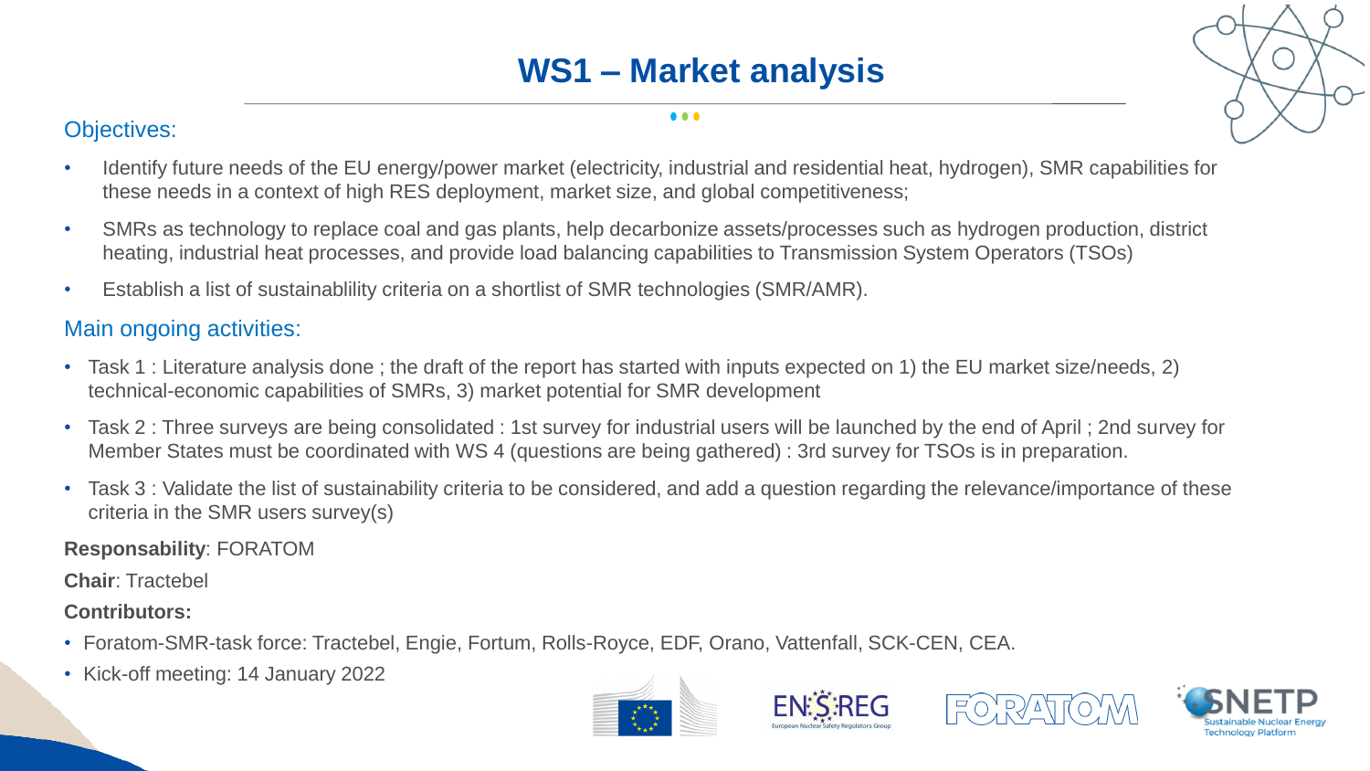# WS1 – Market analysis

## Objectives:

- Identify future needs of the EU energy/power market (electricity, industrial and residential heat, hydrogen), SMR capabilities for these needs in a context of high RES deployment, market size, and global competitiveness;
- SMRs as technology to replace coal and gas plants, help decarbonize assets/processes such as hydrogen production, district heating, industrial heat processes, and provide load balancing capabilities to Transmission System Operators (TSOs)
- Establish a list of sustainablility criteria on a shortlist of SMR technologies (SMR/AMR).

## Main ongoing activities:

- Task 1 : Literature analysis done ; the draft of the report has started with inputs expected on 1) the EU market size/needs, 2) technical-economic capabilities of SMRs, 3) market potential for SMR development
- Task 2 : Three surveys are being consolidated : 1st survey for industrial users will be launched by the end of April ; 2nd survey for Member States must be coordinated with WS 4 (questions are being gathered) : 3rd survey for TSOs is in preparation.
- Task 3 : Validate the list of sustainability criteria to be considered, and add a question regarding the relevance/importance of these criteria in the SMR users survey(s)

**Responsability**: FORATOM

**Chair**: Tractebel

**Contributors:**

- Foratom-SMR-task force: Tractebel, Engie, Fortum, Rolls-Royce, EDF, Orano, Vattenfall, SCK-CEN, CEA.
- Kick-off meeting: 14 January 2022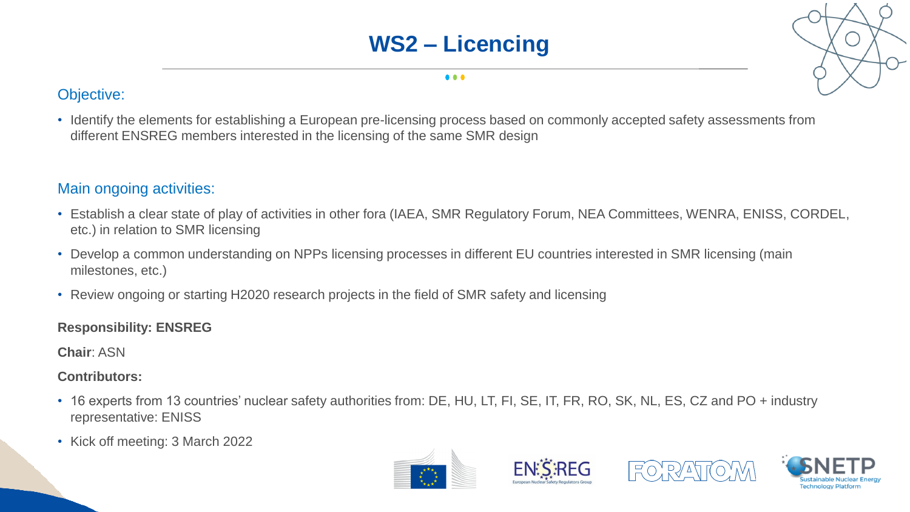# WS2 – Licencing

## Objective:

- Identify the elements for establishing a European pre-licensing process based on commonly accepted safety assessments from different ENSREG members interested in the licensing of the same SMR design

## Main ongoing activities:

- Establish a clear state of play of activities in other fora (IAEA, SMR Regulatory Forum, NEA Committees, WENRA, ENISS, CORDEL, etc.) in relation to SMR licensing
- Develop a common understanding on NPPs licensing processes in different EU countries interested in SMR licensing (main milestones, etc.)
- Review ongoing or starting H2020 research projects in the field of SMR safety and licensing

**Responsibility: ENSREG**

**Chair**: ASN

**Contributors:**

- 16 experts from 13 countries' nuclear safety authorities from: DE, HU, LT, FI, SE, IT, FR, RO, SK, NL, ES, CZ and PO + industry representative: ENISS
- Kick off meeting: 3 March 2022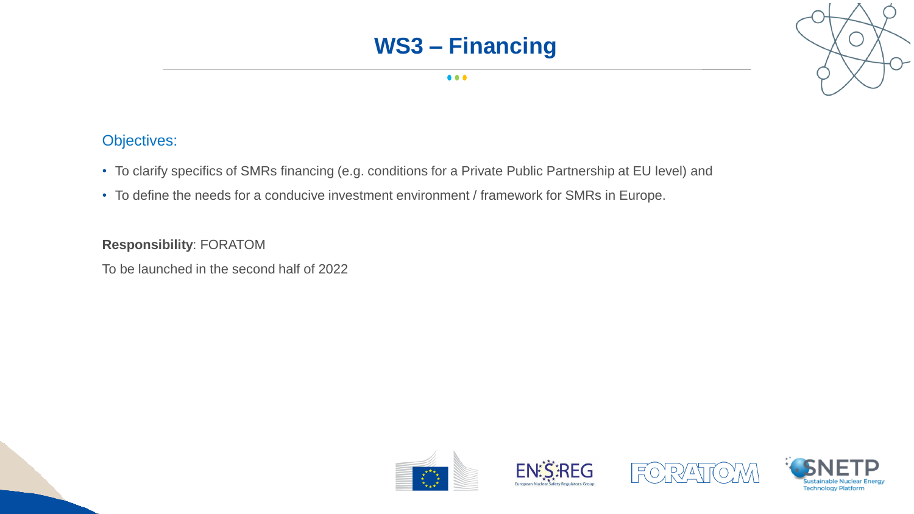# WS3 – Financing

Objectives:

- To clarify specifics of SMRs financing (e.g. conditions for a Private Public Partnership at EU level) and
- To define the needs for a conducive investment environment / framework for SMRs in Europe.

**Responsibility**: FORATOM

To be launched in the second half of 2022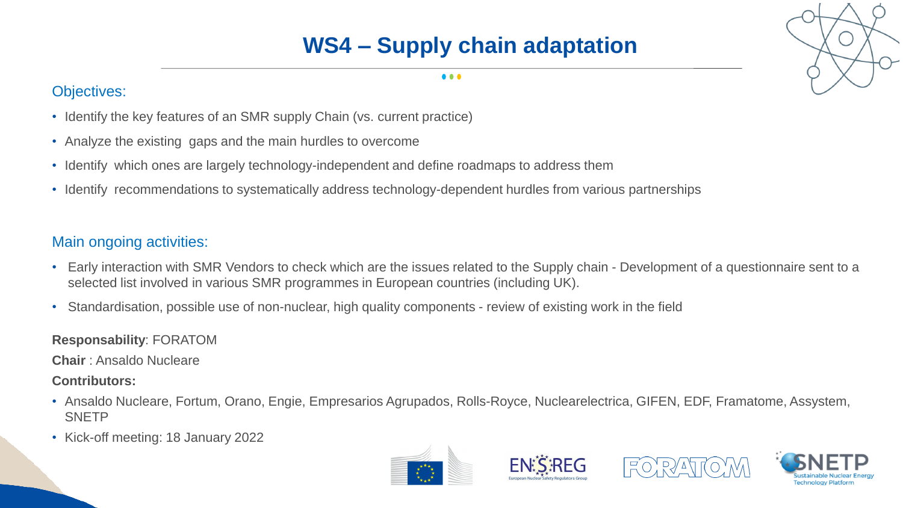# WS4 – Supply chain adaptation

## Objectives:

- Identify the key features of an SMR supply Chain (vs. current practice)
- Analyze the existing gaps and the main hurdles to overcome
- Identify which ones are largely technology-independent and define roadmaps to address them
- Identify recommendations to systematically address technology-dependent hurdles from various partnerships

## Main ongoing activities:

- Early interaction with SMR Vendors to check which are the issues related to the Supply chain - Development of a questionnaire sent to a selected list involved in various SMR programmes in European countries (including UK).
- Standardisation, possible use of non-nuclear, high quality components - review of existing work in the field

**Responsability**: FORATOM

**Chair** : Ansaldo Nucleare

**Contributors:**

- Ansaldo Nucleare, Fortum, Orano, Engie, Empresarios Agrupados, Rolls-Royce, Nuclearelectrica, GIFEN, EDF, Framatome, Assystem, SNETP
- Kick-off meeting: 18 January 2022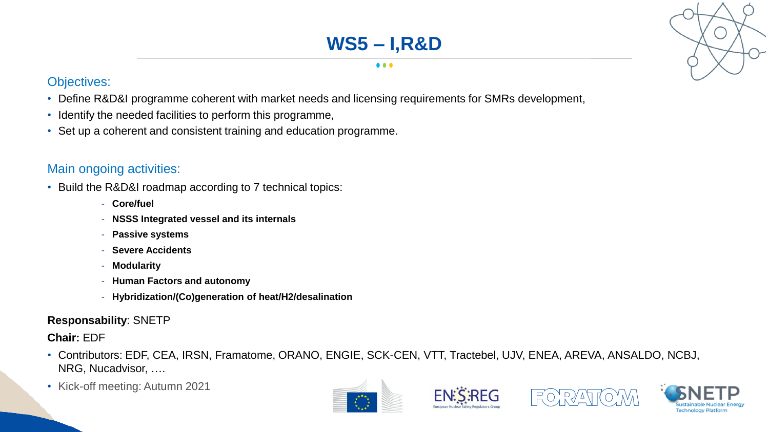# WS5 – I,R&D

## Objectives:

- Define R&D&I programme coherent with market needs and licensing requirements for SMRs development,
- Identify the needed facilities to perform this programme,
- Set up a coherent and consistent training and education programme.

## Main ongoing activities:

- Build the R&D&I roadmap according to 7 technical topics:
  - **Core/fuel**
  - **NSSS Integrated vessel and its internals**
  - **Passive systems**
  - **Severe Accidents**
  - **Modularity**
  - **Human Factors and autonomy**
  - **Hybridization/(Co)generation of heat/H2/desalination**

**Responsability**: SNETP

**Chair:** EDF

- Contributors: EDF, CEA, IRSN, Framatome, ORANO, ENGIE, SCK-CEN, VTT, Tractebel, UJV, ENEA, AREVA, ANSALDO, NCBJ, NRG, Nucadvisor, ….
- Kick-off meeting: Autumn 2021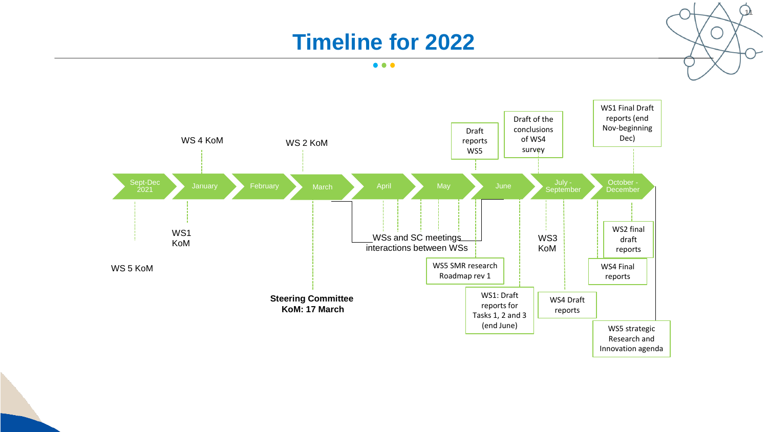# Timeline for 2022

**Timeline:** Sept-Dec 2021 → January → February → March → April → May → June → July - September → October - December

- **Sept-Dec 2021:** WS 5 KoM
- **January:** WS 4 KoM; WS1 KoM
- **March:** WS 2 KoM; **Steering Committee KoM: 17 March**
- **April – June:** WSs and SC meetings interactions between WSs
- **June:** Draft reports WS5; Draft of the conclusions of WS4 survey; WS5 SMR research Roadmap rev 1; WS1: Draft reports for Tasks 1, 2 and 3 (end June)
- **July - September:** WS3 KoM; WS4 Draft reports
- **October - December:** WS1 Final Draft reports (end Nov-beginning Dec); WS2 final draft reports; WS4 Final reports; WS5 strategic Research and Innovation agenda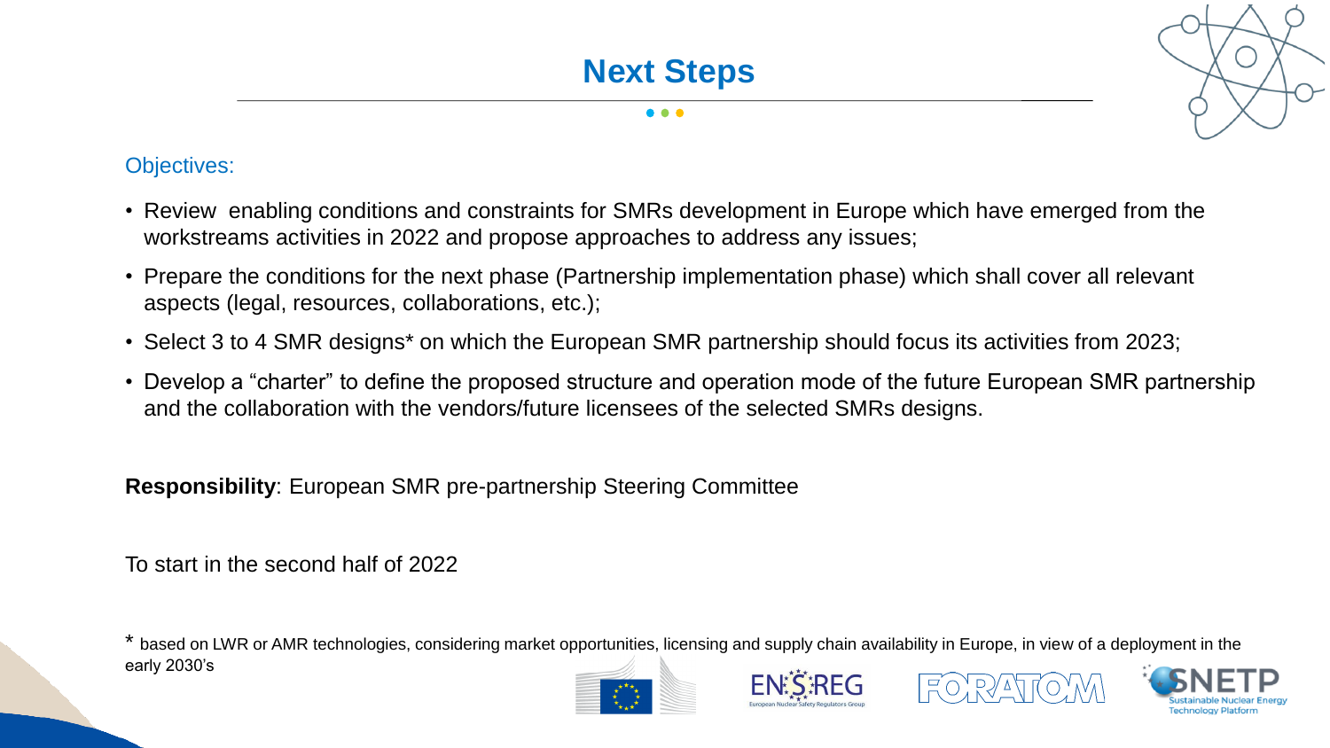# Next Steps

Objectives:

- Review  enabling conditions and constraints for SMRs development in Europe which have emerged from the workstreams activities in 2022 and propose approaches to address any issues;
- Prepare the conditions for the next phase (Partnership implementation phase) which shall cover all relevant aspects (legal, resources, collaborations, etc.);
- Select 3 to 4 SMR designs* on which the European SMR partnership should focus its activities from 2023;
- Develop a “charter” to define the proposed structure and operation mode of the future European SMR partnership and the collaboration with the vendors/future licensees of the selected SMRs designs.

**Responsibility**: European SMR pre-partnership Steering Committee

To start in the second half of 2022

* based on LWR or AMR technologies, considering market opportunities, licensing and supply chain availability in Europe, in view of a deployment in the early 2030’s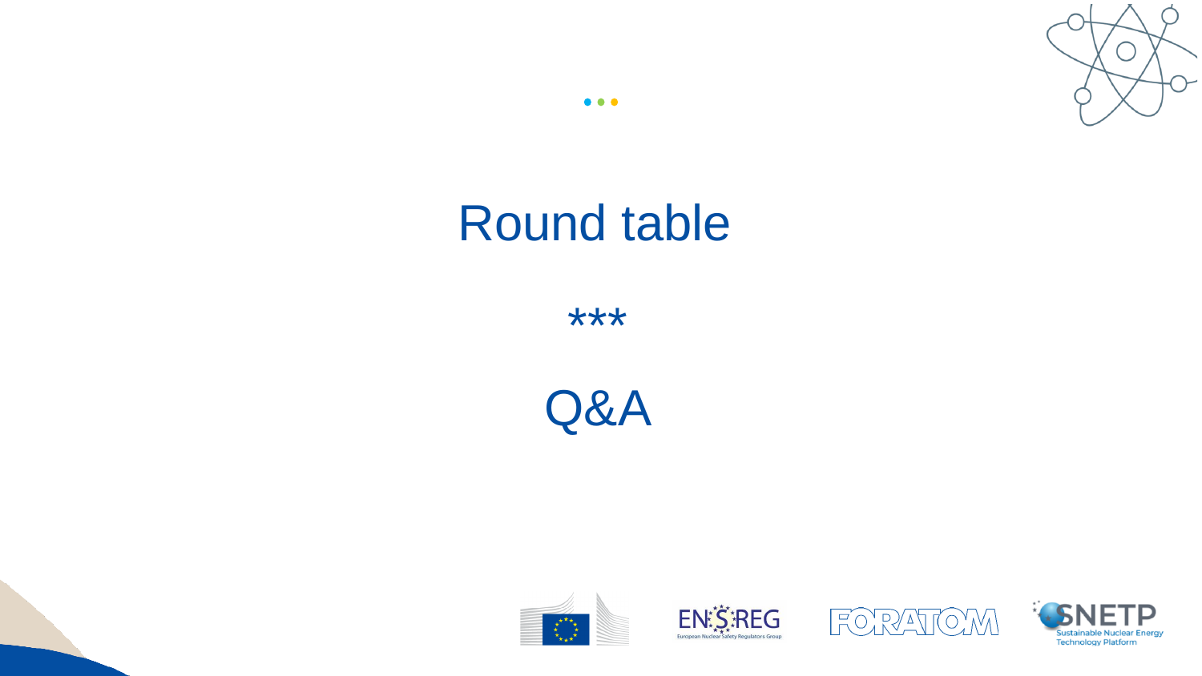# Round table

***

# Q&A